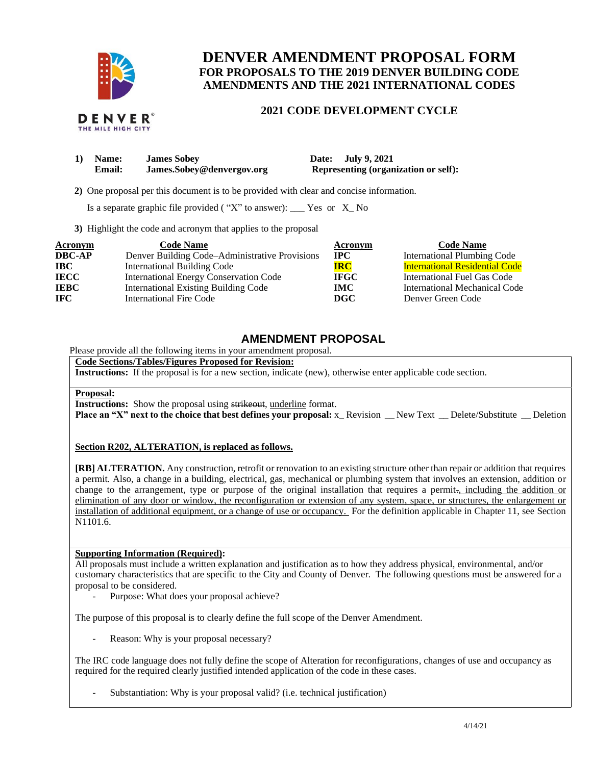# DENVER AMENDMENT PROPOSAL FORM

## FOR PROPOSALS TO THE 2019 DENVER BUILDING CODE AMENDMENTS AND THE 2021 INTERNATIONAL CODES

### 2021 CODE DEVELOPMENT CYCLE

**1) Name:** **James Sobey** **Date: July 9, 2021**
**Email:** **James.Sobey@denvergov.org** **Representing (organization or self):**

**2)** One proposal per this document is to be provided with clear and concise information.

Is a separate graphic file provided ( "X" to answer): ___ Yes or X_ No

**3)** Highlight the code and acronym that applies to the proposal

| Acronym | Code Name | Acronym | Code Name |
|---|---|---|---|
| **DBC-AP** | Denver Building Code–Administrative Provisions | **IPC** | International Plumbing Code |
| **IBC** | International Building Code | **IRC** | International Residential Code |
| **IECC** | International Energy Conservation Code | **IFGC** | International Fuel Gas Code |
| **IEBC** | International Existing Building Code | **IMC** | International Mechanical Code |
| **IFC** | International Fire Code | **DGC** | Denver Green Code |

## AMENDMENT PROPOSAL

Please provide all the following items in your amendment proposal.

**Code Sections/Tables/Figures Proposed for Revision:**

**Instructions:** If the proposal is for a new section, indicate (new), otherwise enter applicable code section.

**Proposal:**

**Instructions:** Show the proposal using ~~strikeout~~, underline format.

**Place an "X" next to the choice that best defines your proposal:** x_ Revision __ New Text __ Delete/Substitute __ Deletion

**Section R202, ALTERATION, is replaced as follows.**

**[RB] ALTERATION.** Any construction, retrofit or renovation to an existing structure other than repair or addition that requires a permit. Also, a change in a building, electrical, gas, mechanical or plumbing system that involves an extension, addition or change to the arrangement, type or purpose of the original installation that requires a permit~~.~~, including the addition or elimination of any door or window, the reconfiguration or extension of any system, space, or structures, the enlargement or installation of additional equipment, or a change of use or occupancy. For the definition applicable in Chapter 11, see Section N1101.6.

**Supporting Information (Required):**

All proposals must include a written explanation and justification as to how they address physical, environmental, and/or customary characteristics that are specific to the City and County of Denver. The following questions must be answered for a proposal to be considered.

- Purpose: What does your proposal achieve?

The purpose of this proposal is to clearly define the full scope of the Denver Amendment.

- Reason: Why is your proposal necessary?

The IRC code language does not fully define the scope of Alteration for reconfigurations, changes of use and occupancy as required for the required clearly justified intended application of the code in these cases.

- Substantiation: Why is your proposal valid? (i.e. technical justification)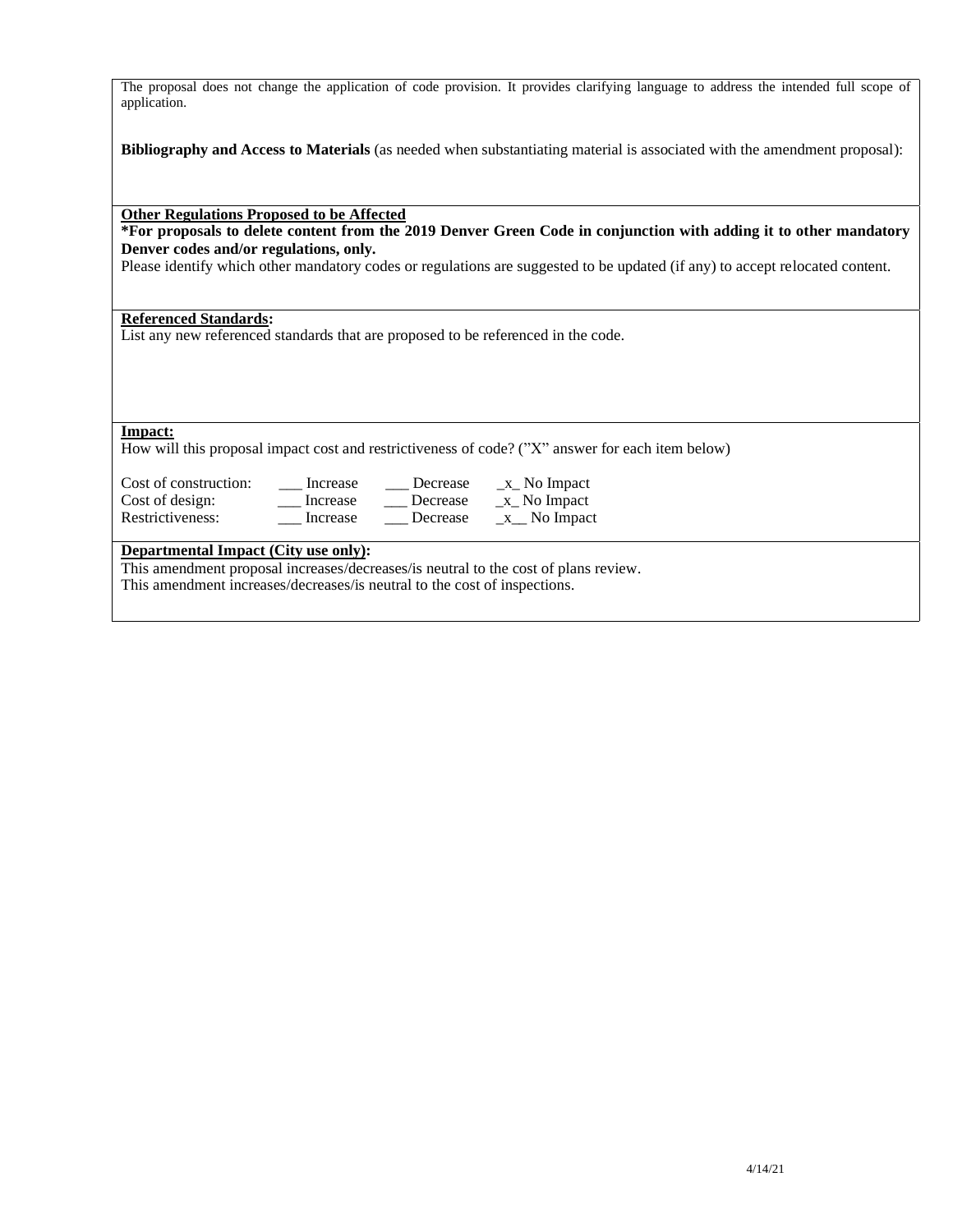The proposal does not change the application of code provision. It provides clarifying language to address the intended full scope of application.

**Bibliography and Access to Materials** (as needed when substantiating material is associated with the amendment proposal):

**Other Regulations Proposed to be Affected**

**\*For proposals to delete content from the 2019 Denver Green Code in conjunction with adding it to other mandatory Denver codes and/or regulations, only.**

Please identify which other mandatory codes or regulations are suggested to be updated (if any) to accept relocated content.

**Referenced Standards:**

List any new referenced standards that are proposed to be referenced in the code.

**Impact:**

How will this proposal impact cost and restrictiveness of code? (”X” answer for each item below)

| | | | |
|---|---|---|---|
| Cost of construction: | ___ Increase | ___ Decrease | _x_ No Impact |
| Cost of design: | ___ Increase | ___ Decrease | _x_ No Impact |
| Restrictiveness: | ___ Increase | ___ Decrease | _x__ No Impact |

**Departmental Impact (City use only):**

This amendment proposal increases/decreases/is neutral to the cost of plans review.
This amendment increases/decreases/is neutral to the cost of inspections.